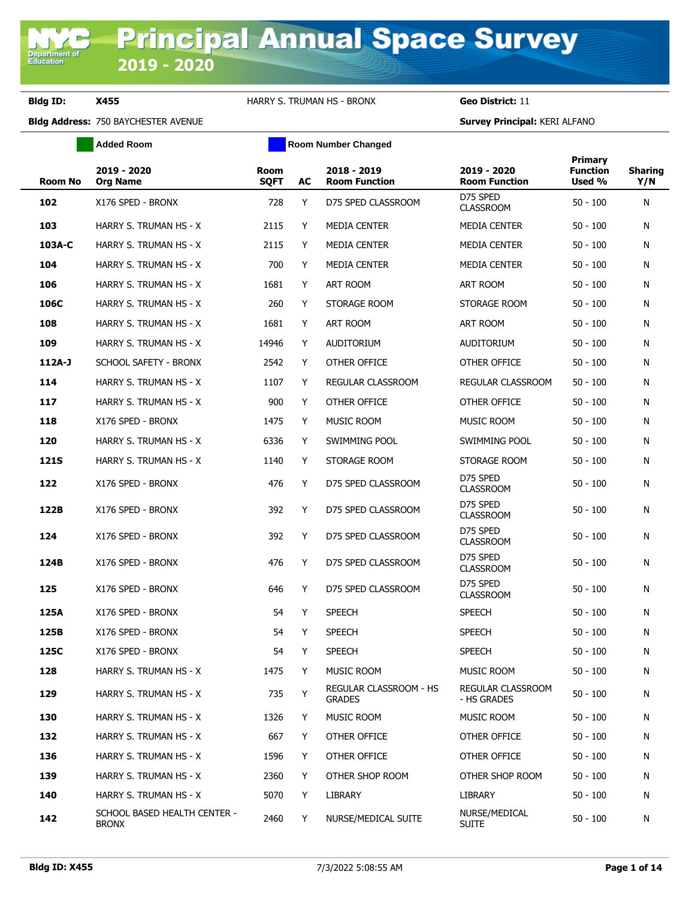# Principal Annual Space Survey

## 2019 - 2020

**Bldg ID:** X455 HARRY S. TRUMAN HS - BRONX **Geo District:** 11

**Bldg Address:** 750 BAYCHESTER AVENUE **Survey Principal:** KERI ALFANO

Added Room | Room Number Changed

| Room No | 2019 - 2020 Org Name | Room SQFT | AC | 2018 - 2019 Room Function | 2019 - 2020 Room Function | Primary Function Used % | Sharing Y/N |
|---|---|---|---|---|---|---|---|
| **102** | X176 SPED - BRONX | 728 | Y | D75 SPED CLASSROOM | D75 SPED CLASSROOM | 50 - 100 | N |
| **103** | HARRY S. TRUMAN HS - X | 2115 | Y | MEDIA CENTER | MEDIA CENTER | 50 - 100 | N |
| **103A-C** | HARRY S. TRUMAN HS - X | 2115 | Y | MEDIA CENTER | MEDIA CENTER | 50 - 100 | N |
| **104** | HARRY S. TRUMAN HS - X | 700 | Y | MEDIA CENTER | MEDIA CENTER | 50 - 100 | N |
| **106** | HARRY S. TRUMAN HS - X | 1681 | Y | ART ROOM | ART ROOM | 50 - 100 | N |
| **106C** | HARRY S. TRUMAN HS - X | 260 | Y | STORAGE ROOM | STORAGE ROOM | 50 - 100 | N |
| **108** | HARRY S. TRUMAN HS - X | 1681 | Y | ART ROOM | ART ROOM | 50 - 100 | N |
| **109** | HARRY S. TRUMAN HS - X | 14946 | Y | AUDITORIUM | AUDITORIUM | 50 - 100 | N |
| **112A-J** | SCHOOL SAFETY - BRONX | 2542 | Y | OTHER OFFICE | OTHER OFFICE | 50 - 100 | N |
| **114** | HARRY S. TRUMAN HS - X | 1107 | Y | REGULAR CLASSROOM | REGULAR CLASSROOM | 50 - 100 | N |
| **117** | HARRY S. TRUMAN HS - X | 900 | Y | OTHER OFFICE | OTHER OFFICE | 50 - 100 | N |
| **118** | X176 SPED - BRONX | 1475 | Y | MUSIC ROOM | MUSIC ROOM | 50 - 100 | N |
| **120** | HARRY S. TRUMAN HS - X | 6336 | Y | SWIMMING POOL | SWIMMING POOL | 50 - 100 | N |
| **121S** | HARRY S. TRUMAN HS - X | 1140 | Y | STORAGE ROOM | STORAGE ROOM | 50 - 100 | N |
| **122** | X176 SPED - BRONX | 476 | Y | D75 SPED CLASSROOM | D75 SPED CLASSROOM | 50 - 100 | N |
| **122B** | X176 SPED - BRONX | 392 | Y | D75 SPED CLASSROOM | D75 SPED CLASSROOM | 50 - 100 | N |
| **124** | X176 SPED - BRONX | 392 | Y | D75 SPED CLASSROOM | D75 SPED CLASSROOM | 50 - 100 | N |
| **124B** | X176 SPED - BRONX | 476 | Y | D75 SPED CLASSROOM | D75 SPED CLASSROOM | 50 - 100 | N |
| **125** | X176 SPED - BRONX | 646 | Y | D75 SPED CLASSROOM | D75 SPED CLASSROOM | 50 - 100 | N |
| **125A** | X176 SPED - BRONX | 54 | Y | SPEECH | SPEECH | 50 - 100 | N |
| **125B** | X176 SPED - BRONX | 54 | Y | SPEECH | SPEECH | 50 - 100 | N |
| **125C** | X176 SPED - BRONX | 54 | Y | SPEECH | SPEECH | 50 - 100 | N |
| **128** | HARRY S. TRUMAN HS - X | 1475 | Y | MUSIC ROOM | MUSIC ROOM | 50 - 100 | N |
| **129** | HARRY S. TRUMAN HS - X | 735 | Y | REGULAR CLASSROOM - HS GRADES | REGULAR CLASSROOM - HS GRADES | 50 - 100 | N |
| **130** | HARRY S. TRUMAN HS - X | 1326 | Y | MUSIC ROOM | MUSIC ROOM | 50 - 100 | N |
| **132** | HARRY S. TRUMAN HS - X | 667 | Y | OTHER OFFICE | OTHER OFFICE | 50 - 100 | N |
| **136** | HARRY S. TRUMAN HS - X | 1596 | Y | OTHER OFFICE | OTHER OFFICE | 50 - 100 | N |
| **139** | HARRY S. TRUMAN HS - X | 2360 | Y | OTHER SHOP ROOM | OTHER SHOP ROOM | 50 - 100 | N |
| **140** | HARRY S. TRUMAN HS - X | 5070 | Y | LIBRARY | LIBRARY | 50 - 100 | N |
| **142** | SCHOOL BASED HEALTH CENTER - BRONX | 2460 | Y | NURSE/MEDICAL SUITE | NURSE/MEDICAL SUITE | 50 - 100 | N |

**Bldg ID: X455** 7/3/2022 5:08:55 AM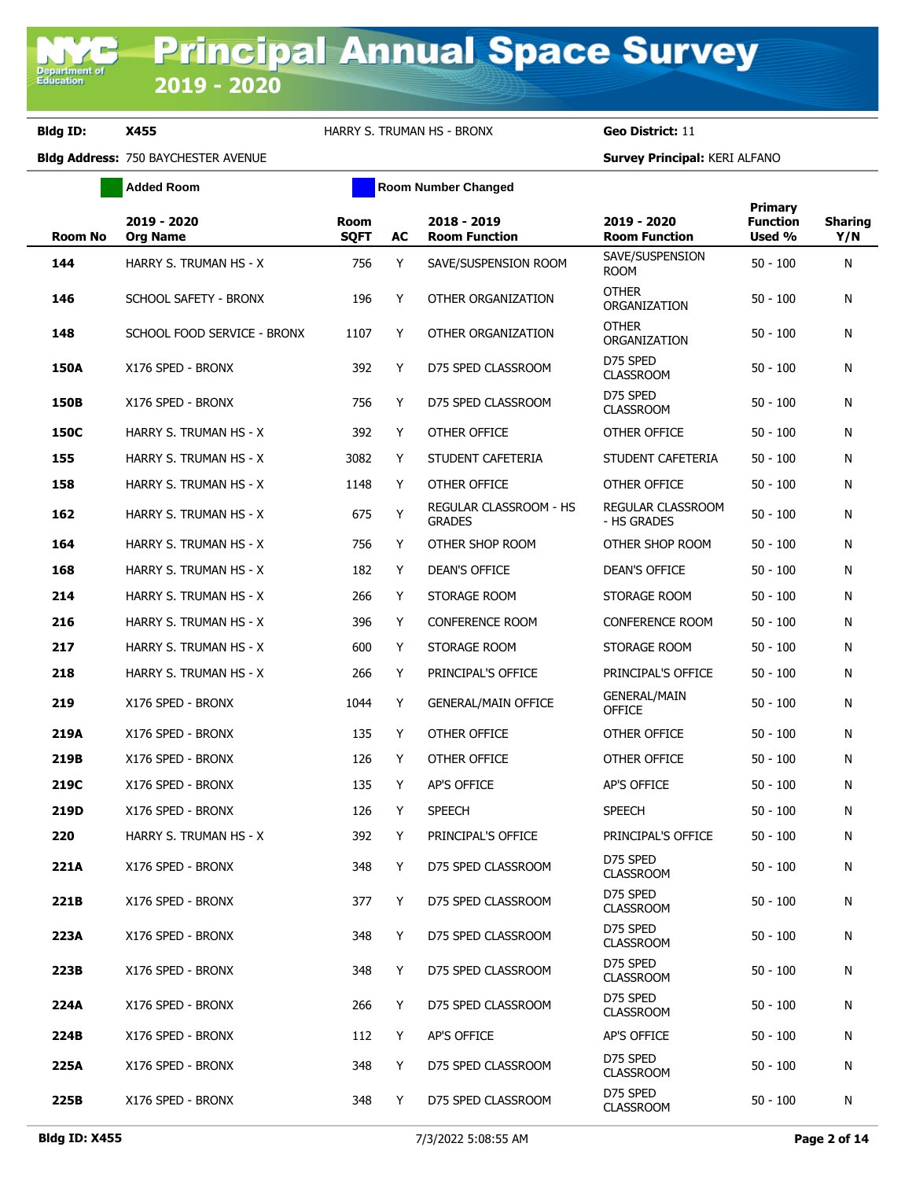# Principal Annual Space Survey 2019 - 2020

**Bldg ID:** X455 HARRY S. TRUMAN HS - BRONX **Geo District:** 11

**Bldg Address:** 750 BAYCHESTER AVENUE **Survey Principal:** KERI ALFANO

Added Room | Room Number Changed

| Room No | 2019 - 2020 Org Name | Room SQFT | AC | 2018 - 2019 Room Function | 2019 - 2020 Room Function | Primary Function Used % | Sharing Y/N |
|---|---|---|---|---|---|---|---|
| 144 | HARRY S. TRUMAN HS - X | 756 | Y | SAVE/SUSPENSION ROOM | SAVE/SUSPENSION ROOM | 50 - 100 | N |
| 146 | SCHOOL SAFETY - BRONX | 196 | Y | OTHER ORGANIZATION | OTHER ORGANIZATION | 50 - 100 | N |
| 148 | SCHOOL FOOD SERVICE - BRONX | 1107 | Y | OTHER ORGANIZATION | OTHER ORGANIZATION | 50 - 100 | N |
| 150A | X176 SPED - BRONX | 392 | Y | D75 SPED CLASSROOM | D75 SPED CLASSROOM | 50 - 100 | N |
| 150B | X176 SPED - BRONX | 756 | Y | D75 SPED CLASSROOM | D75 SPED CLASSROOM | 50 - 100 | N |
| 150C | HARRY S. TRUMAN HS - X | 392 | Y | OTHER OFFICE | OTHER OFFICE | 50 - 100 | N |
| 155 | HARRY S. TRUMAN HS - X | 3082 | Y | STUDENT CAFETERIA | STUDENT CAFETERIA | 50 - 100 | N |
| 158 | HARRY S. TRUMAN HS - X | 1148 | Y | OTHER OFFICE | OTHER OFFICE | 50 - 100 | N |
| 162 | HARRY S. TRUMAN HS - X | 675 | Y | REGULAR CLASSROOM - HS GRADES | REGULAR CLASSROOM - HS GRADES | 50 - 100 | N |
| 164 | HARRY S. TRUMAN HS - X | 756 | Y | OTHER SHOP ROOM | OTHER SHOP ROOM | 50 - 100 | N |
| 168 | HARRY S. TRUMAN HS - X | 182 | Y | DEAN'S OFFICE | DEAN'S OFFICE | 50 - 100 | N |
| 214 | HARRY S. TRUMAN HS - X | 266 | Y | STORAGE ROOM | STORAGE ROOM | 50 - 100 | N |
| 216 | HARRY S. TRUMAN HS - X | 396 | Y | CONFERENCE ROOM | CONFERENCE ROOM | 50 - 100 | N |
| 217 | HARRY S. TRUMAN HS - X | 600 | Y | STORAGE ROOM | STORAGE ROOM | 50 - 100 | N |
| 218 | HARRY S. TRUMAN HS - X | 266 | Y | PRINCIPAL'S OFFICE | PRINCIPAL'S OFFICE | 50 - 100 | N |
| 219 | X176 SPED - BRONX | 1044 | Y | GENERAL/MAIN OFFICE | GENERAL/MAIN OFFICE | 50 - 100 | N |
| 219A | X176 SPED - BRONX | 135 | Y | OTHER OFFICE | OTHER OFFICE | 50 - 100 | N |
| 219B | X176 SPED - BRONX | 126 | Y | OTHER OFFICE | OTHER OFFICE | 50 - 100 | N |
| 219C | X176 SPED - BRONX | 135 | Y | AP'S OFFICE | AP'S OFFICE | 50 - 100 | N |
| 219D | X176 SPED - BRONX | 126 | Y | SPEECH | SPEECH | 50 - 100 | N |
| 220 | HARRY S. TRUMAN HS - X | 392 | Y | PRINCIPAL'S OFFICE | PRINCIPAL'S OFFICE | 50 - 100 | N |
| 221A | X176 SPED - BRONX | 348 | Y | D75 SPED CLASSROOM | D75 SPED CLASSROOM | 50 - 100 | N |
| 221B | X176 SPED - BRONX | 377 | Y | D75 SPED CLASSROOM | D75 SPED CLASSROOM | 50 - 100 | N |
| 223A | X176 SPED - BRONX | 348 | Y | D75 SPED CLASSROOM | D75 SPED CLASSROOM | 50 - 100 | N |
| 223B | X176 SPED - BRONX | 348 | Y | D75 SPED CLASSROOM | D75 SPED CLASSROOM | 50 - 100 | N |
| 224A | X176 SPED - BRONX | 266 | Y | D75 SPED CLASSROOM | D75 SPED CLASSROOM | 50 - 100 | N |
| 224B | X176 SPED - BRONX | 112 | Y | AP'S OFFICE | AP'S OFFICE | 50 - 100 | N |
| 225A | X176 SPED - BRONX | 348 | Y | D75 SPED CLASSROOM | D75 SPED CLASSROOM | 50 - 100 | N |
| 225B | X176 SPED - BRONX | 348 | Y | D75 SPED CLASSROOM | D75 SPED CLASSROOM | 50 - 100 | N |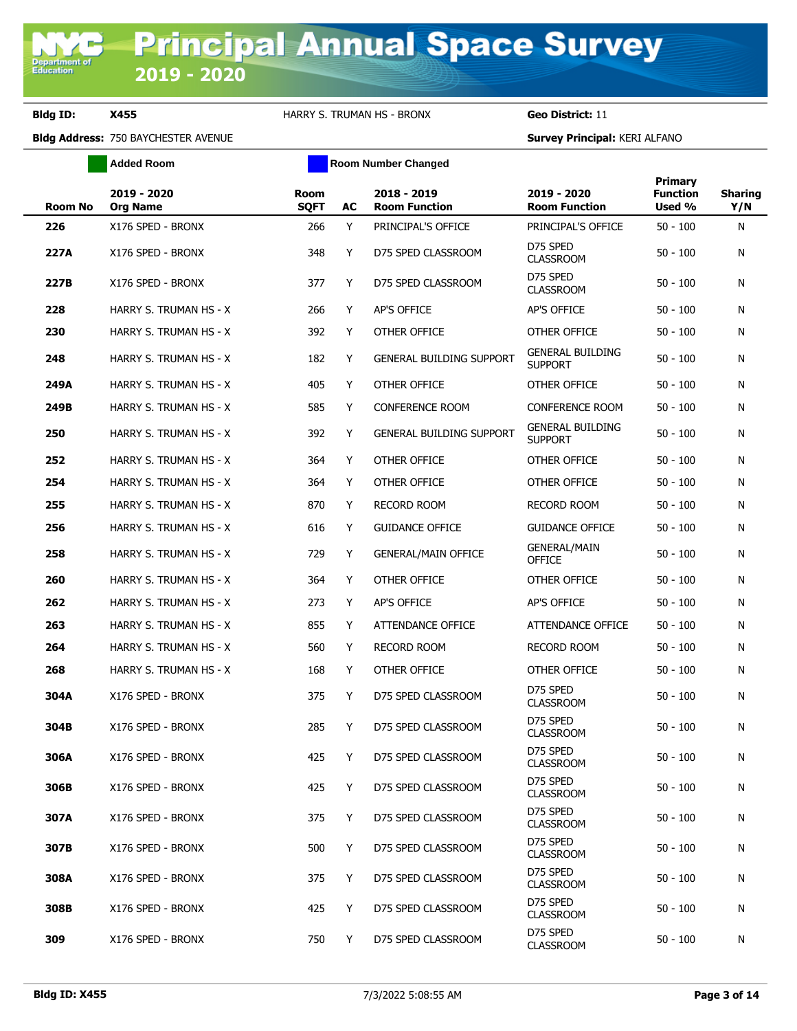# Principal Annual Space Survey 2019 - 2020

**Bldg ID:** X455 HARRY S. TRUMAN HS - BRONX **Geo District:** 11

**Bldg Address:** 750 BAYCHESTER AVENUE **Survey Principal:** KERI ALFANO

Added Room | Room Number Changed

| Room No | 2019 - 2020 Org Name | Room SQFT | AC | 2018 - 2019 Room Function | 2019 - 2020 Room Function | Primary Function Used % | Sharing Y/N |
|---|---|---|---|---|---|---|---|
| 226 | X176 SPED - BRONX | 266 | Y | PRINCIPAL'S OFFICE | PRINCIPAL'S OFFICE | 50 - 100 | N |
| 227A | X176 SPED - BRONX | 348 | Y | D75 SPED CLASSROOM | D75 SPED CLASSROOM | 50 - 100 | N |
| 227B | X176 SPED - BRONX | 377 | Y | D75 SPED CLASSROOM | D75 SPED CLASSROOM | 50 - 100 | N |
| 228 | HARRY S. TRUMAN HS - X | 266 | Y | AP'S OFFICE | AP'S OFFICE | 50 - 100 | N |
| 230 | HARRY S. TRUMAN HS - X | 392 | Y | OTHER OFFICE | OTHER OFFICE | 50 - 100 | N |
| 248 | HARRY S. TRUMAN HS - X | 182 | Y | GENERAL BUILDING SUPPORT | GENERAL BUILDING SUPPORT | 50 - 100 | N |
| 249A | HARRY S. TRUMAN HS - X | 405 | Y | OTHER OFFICE | OTHER OFFICE | 50 - 100 | N |
| 249B | HARRY S. TRUMAN HS - X | 585 | Y | CONFERENCE ROOM | CONFERENCE ROOM | 50 - 100 | N |
| 250 | HARRY S. TRUMAN HS - X | 392 | Y | GENERAL BUILDING SUPPORT | GENERAL BUILDING SUPPORT | 50 - 100 | N |
| 252 | HARRY S. TRUMAN HS - X | 364 | Y | OTHER OFFICE | OTHER OFFICE | 50 - 100 | N |
| 254 | HARRY S. TRUMAN HS - X | 364 | Y | OTHER OFFICE | OTHER OFFICE | 50 - 100 | N |
| 255 | HARRY S. TRUMAN HS - X | 870 | Y | RECORD ROOM | RECORD ROOM | 50 - 100 | N |
| 256 | HARRY S. TRUMAN HS - X | 616 | Y | GUIDANCE OFFICE | GUIDANCE OFFICE | 50 - 100 | N |
| 258 | HARRY S. TRUMAN HS - X | 729 | Y | GENERAL/MAIN OFFICE | GENERAL/MAIN OFFICE | 50 - 100 | N |
| 260 | HARRY S. TRUMAN HS - X | 364 | Y | OTHER OFFICE | OTHER OFFICE | 50 - 100 | N |
| 262 | HARRY S. TRUMAN HS - X | 273 | Y | AP'S OFFICE | AP'S OFFICE | 50 - 100 | N |
| 263 | HARRY S. TRUMAN HS - X | 855 | Y | ATTENDANCE OFFICE | ATTENDANCE OFFICE | 50 - 100 | N |
| 264 | HARRY S. TRUMAN HS - X | 560 | Y | RECORD ROOM | RECORD ROOM | 50 - 100 | N |
| 268 | HARRY S. TRUMAN HS - X | 168 | Y | OTHER OFFICE | OTHER OFFICE | 50 - 100 | N |
| 304A | X176 SPED - BRONX | 375 | Y | D75 SPED CLASSROOM | D75 SPED CLASSROOM | 50 - 100 | N |
| 304B | X176 SPED - BRONX | 285 | Y | D75 SPED CLASSROOM | D75 SPED CLASSROOM | 50 - 100 | N |
| 306A | X176 SPED - BRONX | 425 | Y | D75 SPED CLASSROOM | D75 SPED CLASSROOM | 50 - 100 | N |
| 306B | X176 SPED - BRONX | 425 | Y | D75 SPED CLASSROOM | D75 SPED CLASSROOM | 50 - 100 | N |
| 307A | X176 SPED - BRONX | 375 | Y | D75 SPED CLASSROOM | D75 SPED CLASSROOM | 50 - 100 | N |
| 307B | X176 SPED - BRONX | 500 | Y | D75 SPED CLASSROOM | D75 SPED CLASSROOM | 50 - 100 | N |
| 308A | X176 SPED - BRONX | 375 | Y | D75 SPED CLASSROOM | D75 SPED CLASSROOM | 50 - 100 | N |
| 308B | X176 SPED - BRONX | 425 | Y | D75 SPED CLASSROOM | D75 SPED CLASSROOM | 50 - 100 | N |
| 309 | X176 SPED - BRONX | 750 | Y | D75 SPED CLASSROOM | D75 SPED CLASSROOM | 50 - 100 | N |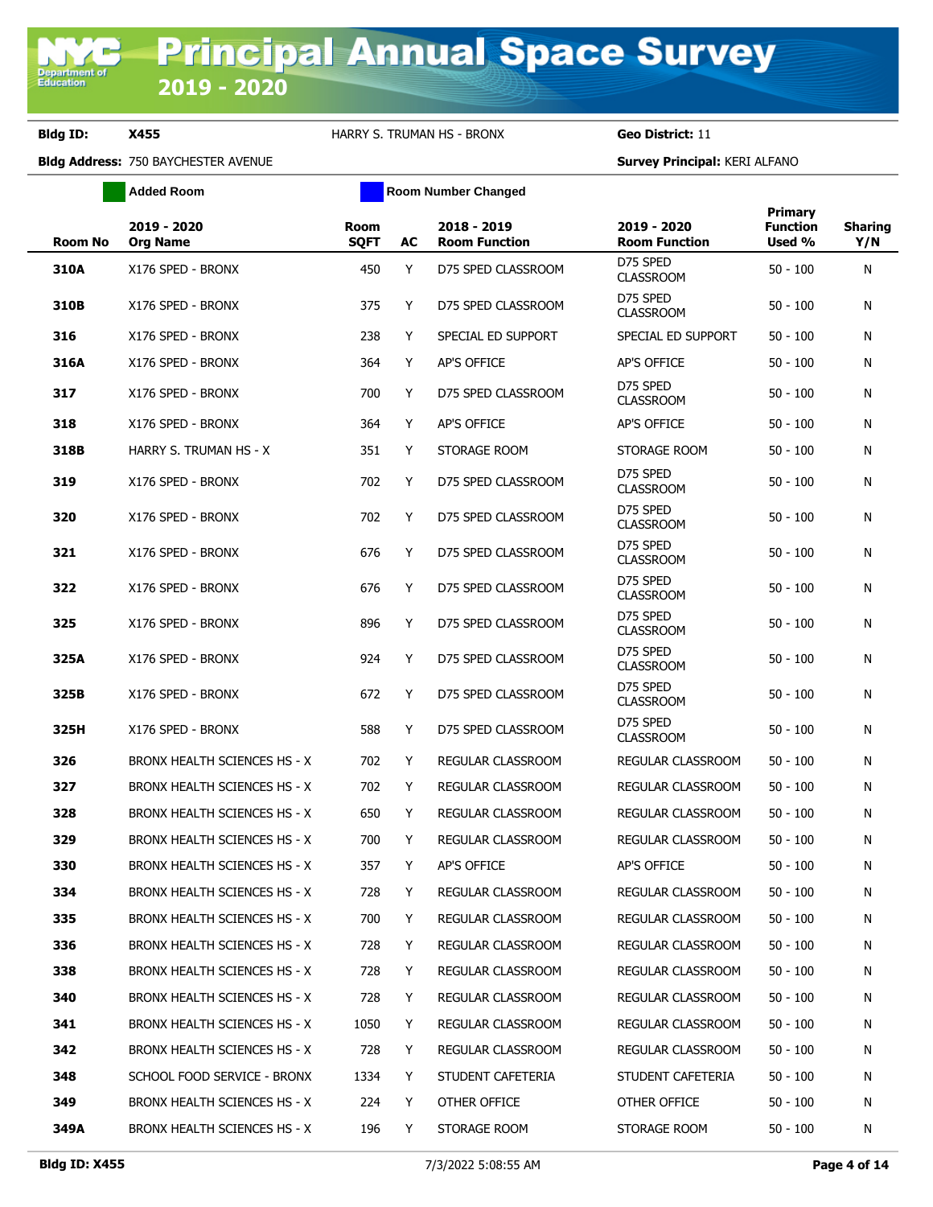# Principal Annual Space Survey 2019 - 2020

**Bldg ID:** X455 HARRY S. TRUMAN HS - BRONX **Geo District:** 11

**Bldg Address:** 750 BAYCHESTER AVENUE **Survey Principal:** KERI ALFANO

Added Room | Room Number Changed

| Room No | 2019 - 2020 Org Name | Room SQFT | AC | 2018 - 2019 Room Function | 2019 - 2020 Room Function | Primary Function Used % | Sharing Y/N |
|---|---|---|---|---|---|---|---|
| 310A | X176 SPED - BRONX | 450 | Y | D75 SPED CLASSROOM | D75 SPED CLASSROOM | 50 - 100 | N |
| 310B | X176 SPED - BRONX | 375 | Y | D75 SPED CLASSROOM | D75 SPED CLASSROOM | 50 - 100 | N |
| 316 | X176 SPED - BRONX | 238 | Y | SPECIAL ED SUPPORT | SPECIAL ED SUPPORT | 50 - 100 | N |
| 316A | X176 SPED - BRONX | 364 | Y | AP'S OFFICE | AP'S OFFICE | 50 - 100 | N |
| 317 | X176 SPED - BRONX | 700 | Y | D75 SPED CLASSROOM | D75 SPED CLASSROOM | 50 - 100 | N |
| 318 | X176 SPED - BRONX | 364 | Y | AP'S OFFICE | AP'S OFFICE | 50 - 100 | N |
| 318B | HARRY S. TRUMAN HS - X | 351 | Y | STORAGE ROOM | STORAGE ROOM | 50 - 100 | N |
| 319 | X176 SPED - BRONX | 702 | Y | D75 SPED CLASSROOM | D75 SPED CLASSROOM | 50 - 100 | N |
| 320 | X176 SPED - BRONX | 702 | Y | D75 SPED CLASSROOM | D75 SPED CLASSROOM | 50 - 100 | N |
| 321 | X176 SPED - BRONX | 676 | Y | D75 SPED CLASSROOM | D75 SPED CLASSROOM | 50 - 100 | N |
| 322 | X176 SPED - BRONX | 676 | Y | D75 SPED CLASSROOM | D75 SPED CLASSROOM | 50 - 100 | N |
| 325 | X176 SPED - BRONX | 896 | Y | D75 SPED CLASSROOM | D75 SPED CLASSROOM | 50 - 100 | N |
| 325A | X176 SPED - BRONX | 924 | Y | D75 SPED CLASSROOM | D75 SPED CLASSROOM | 50 - 100 | N |
| 325B | X176 SPED - BRONX | 672 | Y | D75 SPED CLASSROOM | D75 SPED CLASSROOM | 50 - 100 | N |
| 325H | X176 SPED - BRONX | 588 | Y | D75 SPED CLASSROOM | D75 SPED CLASSROOM | 50 - 100 | N |
| 326 | BRONX HEALTH SCIENCES HS - X | 702 | Y | REGULAR CLASSROOM | REGULAR CLASSROOM | 50 - 100 | N |
| 327 | BRONX HEALTH SCIENCES HS - X | 702 | Y | REGULAR CLASSROOM | REGULAR CLASSROOM | 50 - 100 | N |
| 328 | BRONX HEALTH SCIENCES HS - X | 650 | Y | REGULAR CLASSROOM | REGULAR CLASSROOM | 50 - 100 | N |
| 329 | BRONX HEALTH SCIENCES HS - X | 700 | Y | REGULAR CLASSROOM | REGULAR CLASSROOM | 50 - 100 | N |
| 330 | BRONX HEALTH SCIENCES HS - X | 357 | Y | AP'S OFFICE | AP'S OFFICE | 50 - 100 | N |
| 334 | BRONX HEALTH SCIENCES HS - X | 728 | Y | REGULAR CLASSROOM | REGULAR CLASSROOM | 50 - 100 | N |
| 335 | BRONX HEALTH SCIENCES HS - X | 700 | Y | REGULAR CLASSROOM | REGULAR CLASSROOM | 50 - 100 | N |
| 336 | BRONX HEALTH SCIENCES HS - X | 728 | Y | REGULAR CLASSROOM | REGULAR CLASSROOM | 50 - 100 | N |
| 338 | BRONX HEALTH SCIENCES HS - X | 728 | Y | REGULAR CLASSROOM | REGULAR CLASSROOM | 50 - 100 | N |
| 340 | BRONX HEALTH SCIENCES HS - X | 728 | Y | REGULAR CLASSROOM | REGULAR CLASSROOM | 50 - 100 | N |
| 341 | BRONX HEALTH SCIENCES HS - X | 1050 | Y | REGULAR CLASSROOM | REGULAR CLASSROOM | 50 - 100 | N |
| 342 | BRONX HEALTH SCIENCES HS - X | 728 | Y | REGULAR CLASSROOM | REGULAR CLASSROOM | 50 - 100 | N |
| 348 | SCHOOL FOOD SERVICE - BRONX | 1334 | Y | STUDENT CAFETERIA | STUDENT CAFETERIA | 50 - 100 | N |
| 349 | BRONX HEALTH SCIENCES HS - X | 224 | Y | OTHER OFFICE | OTHER OFFICE | 50 - 100 | N |
| 349A | BRONX HEALTH SCIENCES HS - X | 196 | Y | STORAGE ROOM | STORAGE ROOM | 50 - 100 | N |

Bldg ID: X455 7/3/2022 5:08:55 AM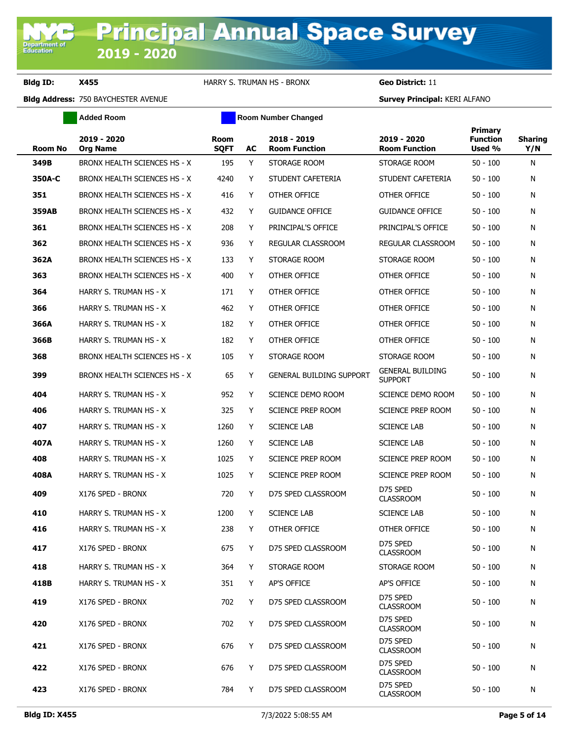# Principal Annual Space Survey 2019 - 2020

**Bldg ID:** X455 HARRY S. TRUMAN HS - BRONX **Geo District:** 11

**Bldg Address:** 750 BAYCHESTER AVENUE **Survey Principal:** KERI ALFANO

Added Room | Room Number Changed

| Room No | 2019 - 2020 Org Name | Room SQFT | AC | 2018 - 2019 Room Function | 2019 - 2020 Room Function | Primary Function Used % | Sharing Y/N |
|---|---|---|---|---|---|---|---|
| 349B | BRONX HEALTH SCIENCES HS - X | 195 | Y | STORAGE ROOM | STORAGE ROOM | 50 - 100 | N |
| 350A-C | BRONX HEALTH SCIENCES HS - X | 4240 | Y | STUDENT CAFETERIA | STUDENT CAFETERIA | 50 - 100 | N |
| 351 | BRONX HEALTH SCIENCES HS - X | 416 | Y | OTHER OFFICE | OTHER OFFICE | 50 - 100 | N |
| 359AB | BRONX HEALTH SCIENCES HS - X | 432 | Y | GUIDANCE OFFICE | GUIDANCE OFFICE | 50 - 100 | N |
| 361 | BRONX HEALTH SCIENCES HS - X | 208 | Y | PRINCIPAL'S OFFICE | PRINCIPAL'S OFFICE | 50 - 100 | N |
| 362 | BRONX HEALTH SCIENCES HS - X | 936 | Y | REGULAR CLASSROOM | REGULAR CLASSROOM | 50 - 100 | N |
| 362A | BRONX HEALTH SCIENCES HS - X | 133 | Y | STORAGE ROOM | STORAGE ROOM | 50 - 100 | N |
| 363 | BRONX HEALTH SCIENCES HS - X | 400 | Y | OTHER OFFICE | OTHER OFFICE | 50 - 100 | N |
| 364 | HARRY S. TRUMAN HS - X | 171 | Y | OTHER OFFICE | OTHER OFFICE | 50 - 100 | N |
| 366 | HARRY S. TRUMAN HS - X | 462 | Y | OTHER OFFICE | OTHER OFFICE | 50 - 100 | N |
| 366A | HARRY S. TRUMAN HS - X | 182 | Y | OTHER OFFICE | OTHER OFFICE | 50 - 100 | N |
| 366B | HARRY S. TRUMAN HS - X | 182 | Y | OTHER OFFICE | OTHER OFFICE | 50 - 100 | N |
| 368 | BRONX HEALTH SCIENCES HS - X | 105 | Y | STORAGE ROOM | STORAGE ROOM | 50 - 100 | N |
| 399 | BRONX HEALTH SCIENCES HS - X | 65 | Y | GENERAL BUILDING SUPPORT | GENERAL BUILDING SUPPORT | 50 - 100 | N |
| 404 | HARRY S. TRUMAN HS - X | 952 | Y | SCIENCE DEMO ROOM | SCIENCE DEMO ROOM | 50 - 100 | N |
| 406 | HARRY S. TRUMAN HS - X | 325 | Y | SCIENCE PREP ROOM | SCIENCE PREP ROOM | 50 - 100 | N |
| 407 | HARRY S. TRUMAN HS - X | 1260 | Y | SCIENCE LAB | SCIENCE LAB | 50 - 100 | N |
| 407A | HARRY S. TRUMAN HS - X | 1260 | Y | SCIENCE LAB | SCIENCE LAB | 50 - 100 | N |
| 408 | HARRY S. TRUMAN HS - X | 1025 | Y | SCIENCE PREP ROOM | SCIENCE PREP ROOM | 50 - 100 | N |
| 408A | HARRY S. TRUMAN HS - X | 1025 | Y | SCIENCE PREP ROOM | SCIENCE PREP ROOM | 50 - 100 | N |
| 409 | X176 SPED - BRONX | 720 | Y | D75 SPED CLASSROOM | D75 SPED CLASSROOM | 50 - 100 | N |
| 410 | HARRY S. TRUMAN HS - X | 1200 | Y | SCIENCE LAB | SCIENCE LAB | 50 - 100 | N |
| 416 | HARRY S. TRUMAN HS - X | 238 | Y | OTHER OFFICE | OTHER OFFICE | 50 - 100 | N |
| 417 | X176 SPED - BRONX | 675 | Y | D75 SPED CLASSROOM | D75 SPED CLASSROOM | 50 - 100 | N |
| 418 | HARRY S. TRUMAN HS - X | 364 | Y | STORAGE ROOM | STORAGE ROOM | 50 - 100 | N |
| 418B | HARRY S. TRUMAN HS - X | 351 | Y | AP'S OFFICE | AP'S OFFICE | 50 - 100 | N |
| 419 | X176 SPED - BRONX | 702 | Y | D75 SPED CLASSROOM | D75 SPED CLASSROOM | 50 - 100 | N |
| 420 | X176 SPED - BRONX | 702 | Y | D75 SPED CLASSROOM | D75 SPED CLASSROOM | 50 - 100 | N |
| 421 | X176 SPED - BRONX | 676 | Y | D75 SPED CLASSROOM | D75 SPED CLASSROOM | 50 - 100 | N |
| 422 | X176 SPED - BRONX | 676 | Y | D75 SPED CLASSROOM | D75 SPED CLASSROOM | 50 - 100 | N |
| 423 | X176 SPED - BRONX | 784 | Y | D75 SPED CLASSROOM | D75 SPED CLASSROOM | 50 - 100 | N |

Bldg ID: X455 7/3/2022 5:08:55 AM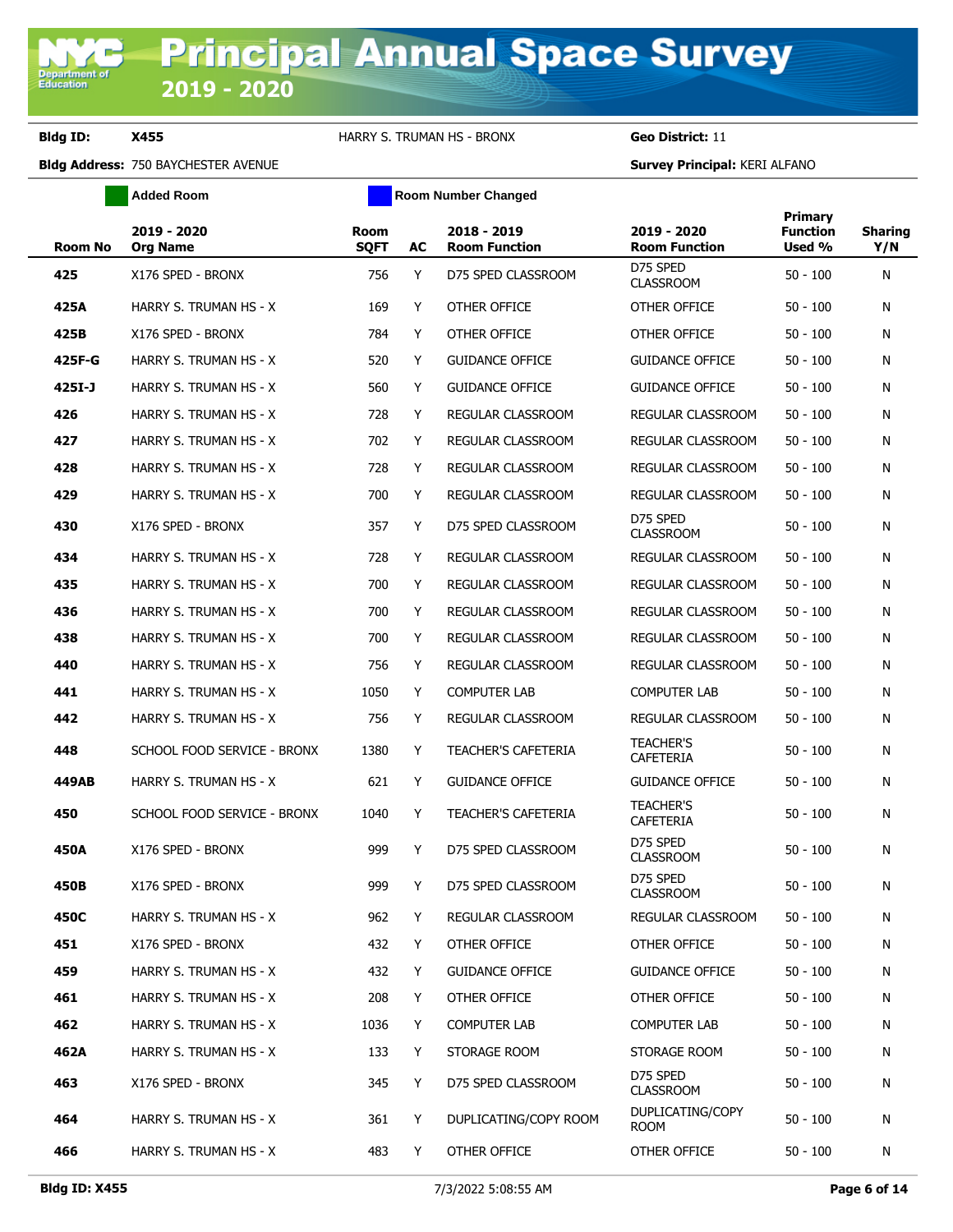# Principal Annual Space Survey 2019 - 2020

**Bldg ID:** X455 HARRY S. TRUMAN HS - BRONX **Geo District:** 11

**Bldg Address:** 750 BAYCHESTER AVENUE **Survey Principal:** KERI ALFANO

Added Room | Room Number Changed

| Room No | 2019 - 2020 Org Name | Room SQFT | AC | 2018 - 2019 Room Function | 2019 - 2020 Room Function | Primary Function Used % | Sharing Y/N |
|---|---|---|---|---|---|---|---|
| 425 | X176 SPED - BRONX | 756 | Y | D75 SPED CLASSROOM | D75 SPED CLASSROOM | 50 - 100 | N |
| 425A | HARRY S. TRUMAN HS - X | 169 | Y | OTHER OFFICE | OTHER OFFICE | 50 - 100 | N |
| 425B | X176 SPED - BRONX | 784 | Y | OTHER OFFICE | OTHER OFFICE | 50 - 100 | N |
| 425F-G | HARRY S. TRUMAN HS - X | 520 | Y | GUIDANCE OFFICE | GUIDANCE OFFICE | 50 - 100 | N |
| 425I-J | HARRY S. TRUMAN HS - X | 560 | Y | GUIDANCE OFFICE | GUIDANCE OFFICE | 50 - 100 | N |
| 426 | HARRY S. TRUMAN HS - X | 728 | Y | REGULAR CLASSROOM | REGULAR CLASSROOM | 50 - 100 | N |
| 427 | HARRY S. TRUMAN HS - X | 702 | Y | REGULAR CLASSROOM | REGULAR CLASSROOM | 50 - 100 | N |
| 428 | HARRY S. TRUMAN HS - X | 728 | Y | REGULAR CLASSROOM | REGULAR CLASSROOM | 50 - 100 | N |
| 429 | HARRY S. TRUMAN HS - X | 700 | Y | REGULAR CLASSROOM | REGULAR CLASSROOM | 50 - 100 | N |
| 430 | X176 SPED - BRONX | 357 | Y | D75 SPED CLASSROOM | D75 SPED CLASSROOM | 50 - 100 | N |
| 434 | HARRY S. TRUMAN HS - X | 728 | Y | REGULAR CLASSROOM | REGULAR CLASSROOM | 50 - 100 | N |
| 435 | HARRY S. TRUMAN HS - X | 700 | Y | REGULAR CLASSROOM | REGULAR CLASSROOM | 50 - 100 | N |
| 436 | HARRY S. TRUMAN HS - X | 700 | Y | REGULAR CLASSROOM | REGULAR CLASSROOM | 50 - 100 | N |
| 438 | HARRY S. TRUMAN HS - X | 700 | Y | REGULAR CLASSROOM | REGULAR CLASSROOM | 50 - 100 | N |
| 440 | HARRY S. TRUMAN HS - X | 756 | Y | REGULAR CLASSROOM | REGULAR CLASSROOM | 50 - 100 | N |
| 441 | HARRY S. TRUMAN HS - X | 1050 | Y | COMPUTER LAB | COMPUTER LAB | 50 - 100 | N |
| 442 | HARRY S. TRUMAN HS - X | 756 | Y | REGULAR CLASSROOM | REGULAR CLASSROOM | 50 - 100 | N |
| 448 | SCHOOL FOOD SERVICE - BRONX | 1380 | Y | TEACHER'S CAFETERIA | TEACHER'S CAFETERIA | 50 - 100 | N |
| 449AB | HARRY S. TRUMAN HS - X | 621 | Y | GUIDANCE OFFICE | GUIDANCE OFFICE | 50 - 100 | N |
| 450 | SCHOOL FOOD SERVICE - BRONX | 1040 | Y | TEACHER'S CAFETERIA | TEACHER'S CAFETERIA | 50 - 100 | N |
| 450A | X176 SPED - BRONX | 999 | Y | D75 SPED CLASSROOM | D75 SPED CLASSROOM | 50 - 100 | N |
| 450B | X176 SPED - BRONX | 999 | Y | D75 SPED CLASSROOM | D75 SPED CLASSROOM | 50 - 100 | N |
| 450C | HARRY S. TRUMAN HS - X | 962 | Y | REGULAR CLASSROOM | REGULAR CLASSROOM | 50 - 100 | N |
| 451 | X176 SPED - BRONX | 432 | Y | OTHER OFFICE | OTHER OFFICE | 50 - 100 | N |
| 459 | HARRY S. TRUMAN HS - X | 432 | Y | GUIDANCE OFFICE | GUIDANCE OFFICE | 50 - 100 | N |
| 461 | HARRY S. TRUMAN HS - X | 208 | Y | OTHER OFFICE | OTHER OFFICE | 50 - 100 | N |
| 462 | HARRY S. TRUMAN HS - X | 1036 | Y | COMPUTER LAB | COMPUTER LAB | 50 - 100 | N |
| 462A | HARRY S. TRUMAN HS - X | 133 | Y | STORAGE ROOM | STORAGE ROOM | 50 - 100 | N |
| 463 | X176 SPED - BRONX | 345 | Y | D75 SPED CLASSROOM | D75 SPED CLASSROOM | 50 - 100 | N |
| 464 | HARRY S. TRUMAN HS - X | 361 | Y | DUPLICATING/COPY ROOM | DUPLICATING/COPY ROOM | 50 - 100 | N |
| 466 | HARRY S. TRUMAN HS - X | 483 | Y | OTHER OFFICE | OTHER OFFICE | 50 - 100 | N |

**Bldg ID: X455** 7/3/2022 5:08:55 AM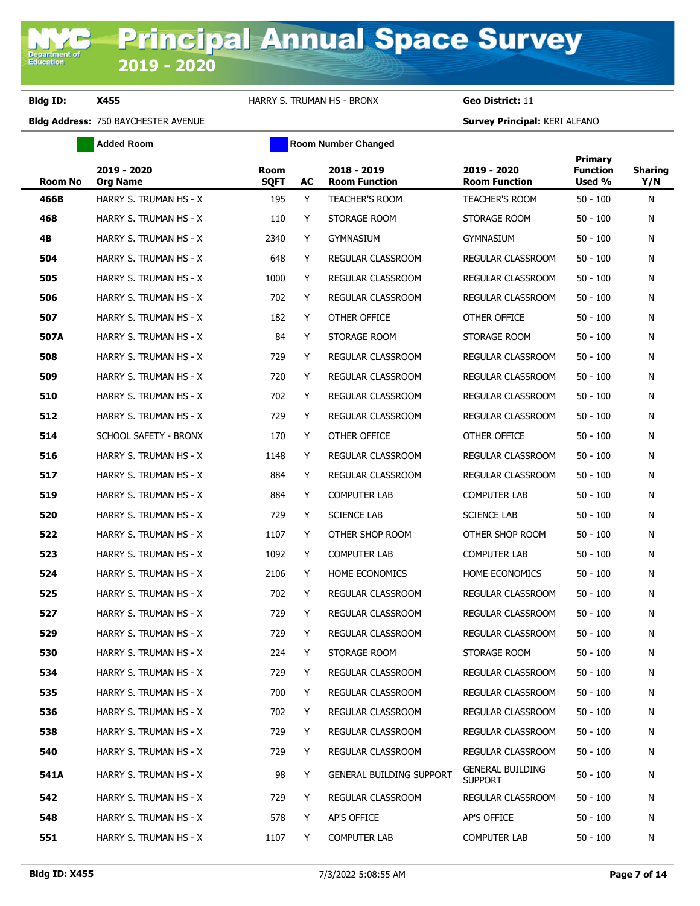# Principal Annual Space Survey 2019 - 2020

**Bldg ID:** X455 HARRY S. TRUMAN HS - BRONX **Geo District:** 11

**Bldg Address:** 750 BAYCHESTER AVENUE **Survey Principal:** KERI ALFANO

Added Room | Room Number Changed

| Room No | 2019 - 2020 Org Name | Room SQFT | AC | 2018 - 2019 Room Function | 2019 - 2020 Room Function | Primary Function Used % | Sharing Y/N |
|---|---|---|---|---|---|---|---|
| 466B | HARRY S. TRUMAN HS - X | 195 | Y | TEACHER'S ROOM | TEACHER'S ROOM | 50 - 100 | N |
| 468 | HARRY S. TRUMAN HS - X | 110 | Y | STORAGE ROOM | STORAGE ROOM | 50 - 100 | N |
| 4B | HARRY S. TRUMAN HS - X | 2340 | Y | GYMNASIUM | GYMNASIUM | 50 - 100 | N |
| 504 | HARRY S. TRUMAN HS - X | 648 | Y | REGULAR CLASSROOM | REGULAR CLASSROOM | 50 - 100 | N |
| 505 | HARRY S. TRUMAN HS - X | 1000 | Y | REGULAR CLASSROOM | REGULAR CLASSROOM | 50 - 100 | N |
| 506 | HARRY S. TRUMAN HS - X | 702 | Y | REGULAR CLASSROOM | REGULAR CLASSROOM | 50 - 100 | N |
| 507 | HARRY S. TRUMAN HS - X | 182 | Y | OTHER OFFICE | OTHER OFFICE | 50 - 100 | N |
| 507A | HARRY S. TRUMAN HS - X | 84 | Y | STORAGE ROOM | STORAGE ROOM | 50 - 100 | N |
| 508 | HARRY S. TRUMAN HS - X | 729 | Y | REGULAR CLASSROOM | REGULAR CLASSROOM | 50 - 100 | N |
| 509 | HARRY S. TRUMAN HS - X | 720 | Y | REGULAR CLASSROOM | REGULAR CLASSROOM | 50 - 100 | N |
| 510 | HARRY S. TRUMAN HS - X | 702 | Y | REGULAR CLASSROOM | REGULAR CLASSROOM | 50 - 100 | N |
| 512 | HARRY S. TRUMAN HS - X | 729 | Y | REGULAR CLASSROOM | REGULAR CLASSROOM | 50 - 100 | N |
| 514 | SCHOOL SAFETY - BRONX | 170 | Y | OTHER OFFICE | OTHER OFFICE | 50 - 100 | N |
| 516 | HARRY S. TRUMAN HS - X | 1148 | Y | REGULAR CLASSROOM | REGULAR CLASSROOM | 50 - 100 | N |
| 517 | HARRY S. TRUMAN HS - X | 884 | Y | REGULAR CLASSROOM | REGULAR CLASSROOM | 50 - 100 | N |
| 519 | HARRY S. TRUMAN HS - X | 884 | Y | COMPUTER LAB | COMPUTER LAB | 50 - 100 | N |
| 520 | HARRY S. TRUMAN HS - X | 729 | Y | SCIENCE LAB | SCIENCE LAB | 50 - 100 | N |
| 522 | HARRY S. TRUMAN HS - X | 1107 | Y | OTHER SHOP ROOM | OTHER SHOP ROOM | 50 - 100 | N |
| 523 | HARRY S. TRUMAN HS - X | 1092 | Y | COMPUTER LAB | COMPUTER LAB | 50 - 100 | N |
| 524 | HARRY S. TRUMAN HS - X | 2106 | Y | HOME ECONOMICS | HOME ECONOMICS | 50 - 100 | N |
| 525 | HARRY S. TRUMAN HS - X | 702 | Y | REGULAR CLASSROOM | REGULAR CLASSROOM | 50 - 100 | N |
| 527 | HARRY S. TRUMAN HS - X | 729 | Y | REGULAR CLASSROOM | REGULAR CLASSROOM | 50 - 100 | N |
| 529 | HARRY S. TRUMAN HS - X | 729 | Y | REGULAR CLASSROOM | REGULAR CLASSROOM | 50 - 100 | N |
| 530 | HARRY S. TRUMAN HS - X | 224 | Y | STORAGE ROOM | STORAGE ROOM | 50 - 100 | N |
| 534 | HARRY S. TRUMAN HS - X | 729 | Y | REGULAR CLASSROOM | REGULAR CLASSROOM | 50 - 100 | N |
| 535 | HARRY S. TRUMAN HS - X | 700 | Y | REGULAR CLASSROOM | REGULAR CLASSROOM | 50 - 100 | N |
| 536 | HARRY S. TRUMAN HS - X | 702 | Y | REGULAR CLASSROOM | REGULAR CLASSROOM | 50 - 100 | N |
| 538 | HARRY S. TRUMAN HS - X | 729 | Y | REGULAR CLASSROOM | REGULAR CLASSROOM | 50 - 100 | N |
| 540 | HARRY S. TRUMAN HS - X | 729 | Y | REGULAR CLASSROOM | REGULAR CLASSROOM | 50 - 100 | N |
| 541A | HARRY S. TRUMAN HS - X | 98 | Y | GENERAL BUILDING SUPPORT | GENERAL BUILDING SUPPORT | 50 - 100 | N |
| 542 | HARRY S. TRUMAN HS - X | 729 | Y | REGULAR CLASSROOM | REGULAR CLASSROOM | 50 - 100 | N |
| 548 | HARRY S. TRUMAN HS - X | 578 | Y | AP'S OFFICE | AP'S OFFICE | 50 - 100 | N |
| 551 | HARRY S. TRUMAN HS - X | 1107 | Y | COMPUTER LAB | COMPUTER LAB | 50 - 100 | N |

7/3/2022 5:08:55 AM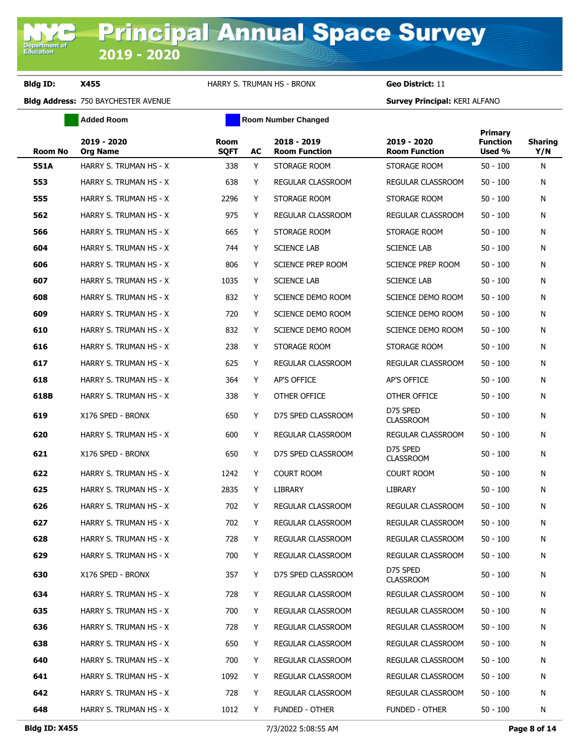# Principal Annual Space Survey 2019 - 2020

**Bldg ID:** X455 HARRY S. TRUMAN HS - BRONX **Geo District:** 11

**Bldg Address:** 750 BAYCHESTER AVENUE **Survey Principal:** KERI ALFANO

Added Room | Room Number Changed

| Room No | 2019 - 2020 Org Name | Room SQFT | AC | 2018 - 2019 Room Function | 2019 - 2020 Room Function | Primary Function Used % | Sharing Y/N |
|---|---|---|---|---|---|---|---|
| **551A** | HARRY S. TRUMAN HS - X | 338 | Y | STORAGE ROOM | STORAGE ROOM | 50 - 100 | N |
| **553** | HARRY S. TRUMAN HS - X | 638 | Y | REGULAR CLASSROOM | REGULAR CLASSROOM | 50 - 100 | N |
| **555** | HARRY S. TRUMAN HS - X | 2296 | Y | STORAGE ROOM | STORAGE ROOM | 50 - 100 | N |
| **562** | HARRY S. TRUMAN HS - X | 975 | Y | REGULAR CLASSROOM | REGULAR CLASSROOM | 50 - 100 | N |
| **566** | HARRY S. TRUMAN HS - X | 665 | Y | STORAGE ROOM | STORAGE ROOM | 50 - 100 | N |
| **604** | HARRY S. TRUMAN HS - X | 744 | Y | SCIENCE LAB | SCIENCE LAB | 50 - 100 | N |
| **606** | HARRY S. TRUMAN HS - X | 806 | Y | SCIENCE PREP ROOM | SCIENCE PREP ROOM | 50 - 100 | N |
| **607** | HARRY S. TRUMAN HS - X | 1035 | Y | SCIENCE LAB | SCIENCE LAB | 50 - 100 | N |
| **608** | HARRY S. TRUMAN HS - X | 832 | Y | SCIENCE DEMO ROOM | SCIENCE DEMO ROOM | 50 - 100 | N |
| **609** | HARRY S. TRUMAN HS - X | 720 | Y | SCIENCE DEMO ROOM | SCIENCE DEMO ROOM | 50 - 100 | N |
| **610** | HARRY S. TRUMAN HS - X | 832 | Y | SCIENCE DEMO ROOM | SCIENCE DEMO ROOM | 50 - 100 | N |
| **616** | HARRY S. TRUMAN HS - X | 238 | Y | STORAGE ROOM | STORAGE ROOM | 50 - 100 | N |
| **617** | HARRY S. TRUMAN HS - X | 625 | Y | REGULAR CLASSROOM | REGULAR CLASSROOM | 50 - 100 | N |
| **618** | HARRY S. TRUMAN HS - X | 364 | Y | AP'S OFFICE | AP'S OFFICE | 50 - 100 | N |
| **618B** | HARRY S. TRUMAN HS - X | 338 | Y | OTHER OFFICE | OTHER OFFICE | 50 - 100 | N |
| **619** | X176 SPED - BRONX | 650 | Y | D75 SPED CLASSROOM | D75 SPED CLASSROOM | 50 - 100 | N |
| **620** | HARRY S. TRUMAN HS - X | 600 | Y | REGULAR CLASSROOM | REGULAR CLASSROOM | 50 - 100 | N |
| **621** | X176 SPED - BRONX | 650 | Y | D75 SPED CLASSROOM | D75 SPED CLASSROOM | 50 - 100 | N |
| **622** | HARRY S. TRUMAN HS - X | 1242 | Y | COURT ROOM | COURT ROOM | 50 - 100 | N |
| **625** | HARRY S. TRUMAN HS - X | 2835 | Y | LIBRARY | LIBRARY | 50 - 100 | N |
| **626** | HARRY S. TRUMAN HS - X | 702 | Y | REGULAR CLASSROOM | REGULAR CLASSROOM | 50 - 100 | N |
| **627** | HARRY S. TRUMAN HS - X | 702 | Y | REGULAR CLASSROOM | REGULAR CLASSROOM | 50 - 100 | N |
| **628** | HARRY S. TRUMAN HS - X | 728 | Y | REGULAR CLASSROOM | REGULAR CLASSROOM | 50 - 100 | N |
| **629** | HARRY S. TRUMAN HS - X | 700 | Y | REGULAR CLASSROOM | REGULAR CLASSROOM | 50 - 100 | N |
| **630** | X176 SPED - BRONX | 357 | Y | D75 SPED CLASSROOM | D75 SPED CLASSROOM | 50 - 100 | N |
| **634** | HARRY S. TRUMAN HS - X | 728 | Y | REGULAR CLASSROOM | REGULAR CLASSROOM | 50 - 100 | N |
| **635** | HARRY S. TRUMAN HS - X | 700 | Y | REGULAR CLASSROOM | REGULAR CLASSROOM | 50 - 100 | N |
| **636** | HARRY S. TRUMAN HS - X | 728 | Y | REGULAR CLASSROOM | REGULAR CLASSROOM | 50 - 100 | N |
| **638** | HARRY S. TRUMAN HS - X | 650 | Y | REGULAR CLASSROOM | REGULAR CLASSROOM | 50 - 100 | N |
| **640** | HARRY S. TRUMAN HS - X | 700 | Y | REGULAR CLASSROOM | REGULAR CLASSROOM | 50 - 100 | N |
| **641** | HARRY S. TRUMAN HS - X | 1092 | Y | REGULAR CLASSROOM | REGULAR CLASSROOM | 50 - 100 | N |
| **642** | HARRY S. TRUMAN HS - X | 728 | Y | REGULAR CLASSROOM | REGULAR CLASSROOM | 50 - 100 | N |
| **648** | HARRY S. TRUMAN HS - X | 1012 | Y | FUNDED - OTHER | FUNDED - OTHER | 50 - 100 | N |

**Bldg ID: X455** 7/3/2022 5:08:55 AM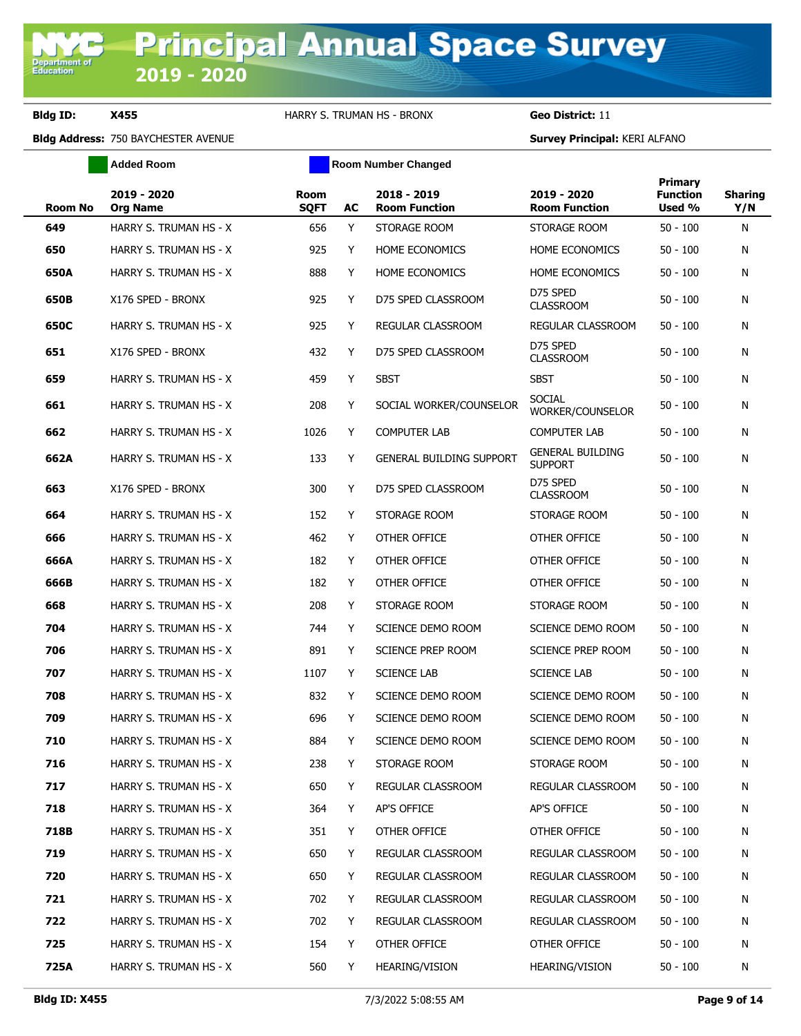# Principal Annual Space Survey 2019 - 2020

**Bldg ID:** X455 HARRY S. TRUMAN HS - BRONX **Geo District:** 11

**Bldg Address:** 750 BAYCHESTER AVENUE **Survey Principal:** KERI ALFANO

Added Room | Room Number Changed

| Room No | 2019 - 2020 Org Name | Room SQFT | AC | 2018 - 2019 Room Function | 2019 - 2020 Room Function | Primary Function Used % | Sharing Y/N |
|---|---|---|---|---|---|---|---|
| 649 | HARRY S. TRUMAN HS - X | 656 | Y | STORAGE ROOM | STORAGE ROOM | 50 - 100 | N |
| 650 | HARRY S. TRUMAN HS - X | 925 | Y | HOME ECONOMICS | HOME ECONOMICS | 50 - 100 | N |
| 650A | HARRY S. TRUMAN HS - X | 888 | Y | HOME ECONOMICS | HOME ECONOMICS | 50 - 100 | N |
| 650B | X176 SPED - BRONX | 925 | Y | D75 SPED CLASSROOM | D75 SPED CLASSROOM | 50 - 100 | N |
| 650C | HARRY S. TRUMAN HS - X | 925 | Y | REGULAR CLASSROOM | REGULAR CLASSROOM | 50 - 100 | N |
| 651 | X176 SPED - BRONX | 432 | Y | D75 SPED CLASSROOM | D75 SPED CLASSROOM | 50 - 100 | N |
| 659 | HARRY S. TRUMAN HS - X | 459 | Y | SBST | SBST | 50 - 100 | N |
| 661 | HARRY S. TRUMAN HS - X | 208 | Y | SOCIAL WORKER/COUNSELOR | SOCIAL WORKER/COUNSELOR | 50 - 100 | N |
| 662 | HARRY S. TRUMAN HS - X | 1026 | Y | COMPUTER LAB | COMPUTER LAB | 50 - 100 | N |
| 662A | HARRY S. TRUMAN HS - X | 133 | Y | GENERAL BUILDING SUPPORT | GENERAL BUILDING SUPPORT | 50 - 100 | N |
| 663 | X176 SPED - BRONX | 300 | Y | D75 SPED CLASSROOM | D75 SPED CLASSROOM | 50 - 100 | N |
| 664 | HARRY S. TRUMAN HS - X | 152 | Y | STORAGE ROOM | STORAGE ROOM | 50 - 100 | N |
| 666 | HARRY S. TRUMAN HS - X | 462 | Y | OTHER OFFICE | OTHER OFFICE | 50 - 100 | N |
| 666A | HARRY S. TRUMAN HS - X | 182 | Y | OTHER OFFICE | OTHER OFFICE | 50 - 100 | N |
| 666B | HARRY S. TRUMAN HS - X | 182 | Y | OTHER OFFICE | OTHER OFFICE | 50 - 100 | N |
| 668 | HARRY S. TRUMAN HS - X | 208 | Y | STORAGE ROOM | STORAGE ROOM | 50 - 100 | N |
| 704 | HARRY S. TRUMAN HS - X | 744 | Y | SCIENCE DEMO ROOM | SCIENCE DEMO ROOM | 50 - 100 | N |
| 706 | HARRY S. TRUMAN HS - X | 891 | Y | SCIENCE PREP ROOM | SCIENCE PREP ROOM | 50 - 100 | N |
| 707 | HARRY S. TRUMAN HS - X | 1107 | Y | SCIENCE LAB | SCIENCE LAB | 50 - 100 | N |
| 708 | HARRY S. TRUMAN HS - X | 832 | Y | SCIENCE DEMO ROOM | SCIENCE DEMO ROOM | 50 - 100 | N |
| 709 | HARRY S. TRUMAN HS - X | 696 | Y | SCIENCE DEMO ROOM | SCIENCE DEMO ROOM | 50 - 100 | N |
| 710 | HARRY S. TRUMAN HS - X | 884 | Y | SCIENCE DEMO ROOM | SCIENCE DEMO ROOM | 50 - 100 | N |
| 716 | HARRY S. TRUMAN HS - X | 238 | Y | STORAGE ROOM | STORAGE ROOM | 50 - 100 | N |
| 717 | HARRY S. TRUMAN HS - X | 650 | Y | REGULAR CLASSROOM | REGULAR CLASSROOM | 50 - 100 | N |
| 718 | HARRY S. TRUMAN HS - X | 364 | Y | AP'S OFFICE | AP'S OFFICE | 50 - 100 | N |
| 718B | HARRY S. TRUMAN HS - X | 351 | Y | OTHER OFFICE | OTHER OFFICE | 50 - 100 | N |
| 719 | HARRY S. TRUMAN HS - X | 650 | Y | REGULAR CLASSROOM | REGULAR CLASSROOM | 50 - 100 | N |
| 720 | HARRY S. TRUMAN HS - X | 650 | Y | REGULAR CLASSROOM | REGULAR CLASSROOM | 50 - 100 | N |
| 721 | HARRY S. TRUMAN HS - X | 702 | Y | REGULAR CLASSROOM | REGULAR CLASSROOM | 50 - 100 | N |
| 722 | HARRY S. TRUMAN HS - X | 702 | Y | REGULAR CLASSROOM | REGULAR CLASSROOM | 50 - 100 | N |
| 725 | HARRY S. TRUMAN HS - X | 154 | Y | OTHER OFFICE | OTHER OFFICE | 50 - 100 | N |
| 725A | HARRY S. TRUMAN HS - X | 560 | Y | HEARING/VISION | HEARING/VISION | 50 - 100 | N |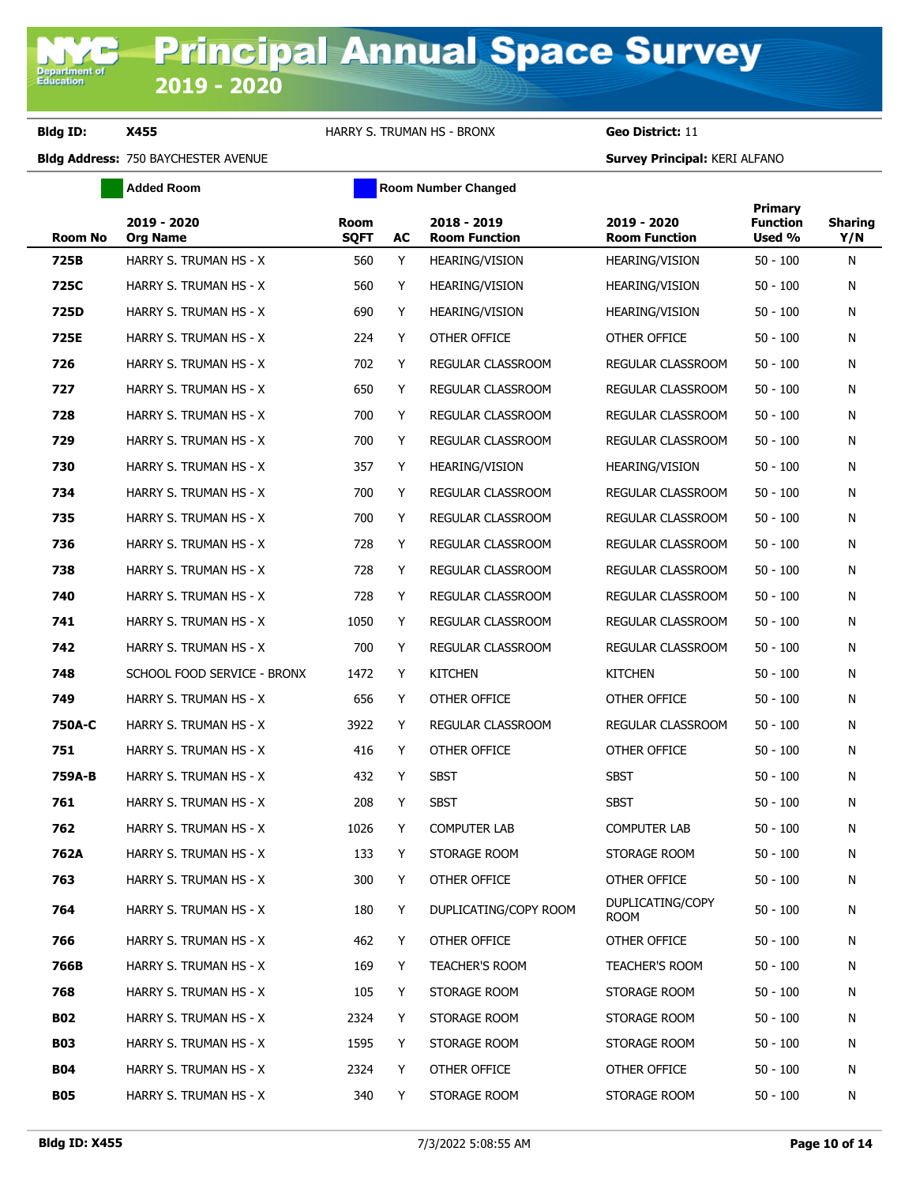# Principal Annual Space Survey 2019 - 2020

**Bldg ID:** X455 HARRY S. TRUMAN HS - BRONX **Geo District:** 11

**Bldg Address:** 750 BAYCHESTER AVENUE **Survey Principal:** KERI ALFANO

Added Room | Room Number Changed

| Room No | 2019 - 2020 Org Name | Room SQFT | AC | 2018 - 2019 Room Function | 2019 - 2020 Room Function | Primary Function Used % | Sharing Y/N |
|---|---|---|---|---|---|---|---|
| 725B | HARRY S. TRUMAN HS - X | 560 | Y | HEARING/VISION | HEARING/VISION | 50 - 100 | N |
| 725C | HARRY S. TRUMAN HS - X | 560 | Y | HEARING/VISION | HEARING/VISION | 50 - 100 | N |
| 725D | HARRY S. TRUMAN HS - X | 690 | Y | HEARING/VISION | HEARING/VISION | 50 - 100 | N |
| 725E | HARRY S. TRUMAN HS - X | 224 | Y | OTHER OFFICE | OTHER OFFICE | 50 - 100 | N |
| 726 | HARRY S. TRUMAN HS - X | 702 | Y | REGULAR CLASSROOM | REGULAR CLASSROOM | 50 - 100 | N |
| 727 | HARRY S. TRUMAN HS - X | 650 | Y | REGULAR CLASSROOM | REGULAR CLASSROOM | 50 - 100 | N |
| 728 | HARRY S. TRUMAN HS - X | 700 | Y | REGULAR CLASSROOM | REGULAR CLASSROOM | 50 - 100 | N |
| 729 | HARRY S. TRUMAN HS - X | 700 | Y | REGULAR CLASSROOM | REGULAR CLASSROOM | 50 - 100 | N |
| 730 | HARRY S. TRUMAN HS - X | 357 | Y | HEARING/VISION | HEARING/VISION | 50 - 100 | N |
| 734 | HARRY S. TRUMAN HS - X | 700 | Y | REGULAR CLASSROOM | REGULAR CLASSROOM | 50 - 100 | N |
| 735 | HARRY S. TRUMAN HS - X | 700 | Y | REGULAR CLASSROOM | REGULAR CLASSROOM | 50 - 100 | N |
| 736 | HARRY S. TRUMAN HS - X | 728 | Y | REGULAR CLASSROOM | REGULAR CLASSROOM | 50 - 100 | N |
| 738 | HARRY S. TRUMAN HS - X | 728 | Y | REGULAR CLASSROOM | REGULAR CLASSROOM | 50 - 100 | N |
| 740 | HARRY S. TRUMAN HS - X | 728 | Y | REGULAR CLASSROOM | REGULAR CLASSROOM | 50 - 100 | N |
| 741 | HARRY S. TRUMAN HS - X | 1050 | Y | REGULAR CLASSROOM | REGULAR CLASSROOM | 50 - 100 | N |
| 742 | HARRY S. TRUMAN HS - X | 700 | Y | REGULAR CLASSROOM | REGULAR CLASSROOM | 50 - 100 | N |
| 748 | SCHOOL FOOD SERVICE - BRONX | 1472 | Y | KITCHEN | KITCHEN | 50 - 100 | N |
| 749 | HARRY S. TRUMAN HS - X | 656 | Y | OTHER OFFICE | OTHER OFFICE | 50 - 100 | N |
| 750A-C | HARRY S. TRUMAN HS - X | 3922 | Y | REGULAR CLASSROOM | REGULAR CLASSROOM | 50 - 100 | N |
| 751 | HARRY S. TRUMAN HS - X | 416 | Y | OTHER OFFICE | OTHER OFFICE | 50 - 100 | N |
| 759A-B | HARRY S. TRUMAN HS - X | 432 | Y | SBST | SBST | 50 - 100 | N |
| 761 | HARRY S. TRUMAN HS - X | 208 | Y | SBST | SBST | 50 - 100 | N |
| 762 | HARRY S. TRUMAN HS - X | 1026 | Y | COMPUTER LAB | COMPUTER LAB | 50 - 100 | N |
| 762A | HARRY S. TRUMAN HS - X | 133 | Y | STORAGE ROOM | STORAGE ROOM | 50 - 100 | N |
| 763 | HARRY S. TRUMAN HS - X | 300 | Y | OTHER OFFICE | OTHER OFFICE | 50 - 100 | N |
| 764 | HARRY S. TRUMAN HS - X | 180 | Y | DUPLICATING/COPY ROOM | DUPLICATING/COPY ROOM | 50 - 100 | N |
| 766 | HARRY S. TRUMAN HS - X | 462 | Y | OTHER OFFICE | OTHER OFFICE | 50 - 100 | N |
| 766B | HARRY S. TRUMAN HS - X | 169 | Y | TEACHER'S ROOM | TEACHER'S ROOM | 50 - 100 | N |
| 768 | HARRY S. TRUMAN HS - X | 105 | Y | STORAGE ROOM | STORAGE ROOM | 50 - 100 | N |
| B02 | HARRY S. TRUMAN HS - X | 2324 | Y | STORAGE ROOM | STORAGE ROOM | 50 - 100 | N |
| B03 | HARRY S. TRUMAN HS - X | 1595 | Y | STORAGE ROOM | STORAGE ROOM | 50 - 100 | N |
| B04 | HARRY S. TRUMAN HS - X | 2324 | Y | OTHER OFFICE | OTHER OFFICE | 50 - 100 | N |
| B05 | HARRY S. TRUMAN HS - X | 340 | Y | STORAGE ROOM | STORAGE ROOM | 50 - 100 | N |

7/3/2022 5:08:55 AM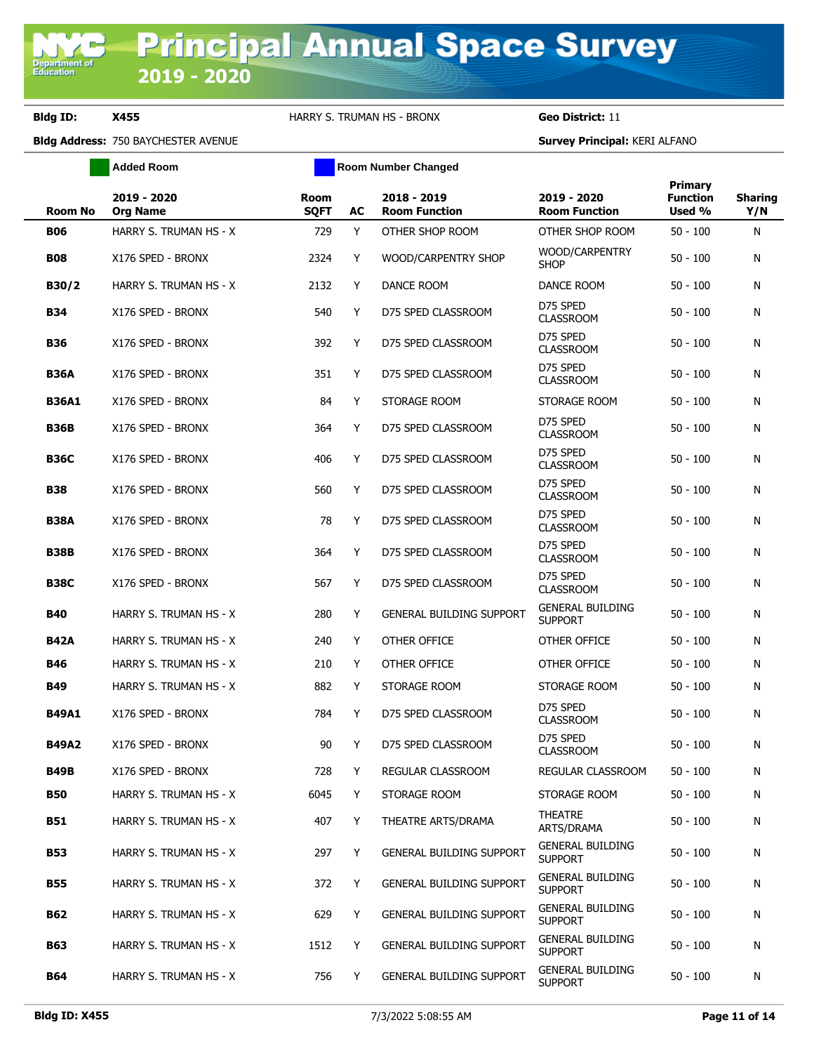# Principal Annual Space Survey 2019 - 2020

**Bldg ID:** X455 HARRY S. TRUMAN HS - BRONX **Geo District:** 11

**Bldg Address:** 750 BAYCHESTER AVENUE **Survey Principal:** KERI ALFANO

Added Room | Room Number Changed

| Room No | 2019 - 2020 Org Name | Room SQFT | AC | 2018 - 2019 Room Function | 2019 - 2020 Room Function | Primary Function Used % | Sharing Y/N |
|---|---|---|---|---|---|---|---|
| **B06** | HARRY S. TRUMAN HS - X | 729 | Y | OTHER SHOP ROOM | OTHER SHOP ROOM | 50 - 100 | N |
| **B08** | X176 SPED - BRONX | 2324 | Y | WOOD/CARPENTRY SHOP | WOOD/CARPENTRY SHOP | 50 - 100 | N |
| **B30/2** | HARRY S. TRUMAN HS - X | 2132 | Y | DANCE ROOM | DANCE ROOM | 50 - 100 | N |
| **B34** | X176 SPED - BRONX | 540 | Y | D75 SPED CLASSROOM | D75 SPED CLASSROOM | 50 - 100 | N |
| **B36** | X176 SPED - BRONX | 392 | Y | D75 SPED CLASSROOM | D75 SPED CLASSROOM | 50 - 100 | N |
| **B36A** | X176 SPED - BRONX | 351 | Y | D75 SPED CLASSROOM | D75 SPED CLASSROOM | 50 - 100 | N |
| **B36A1** | X176 SPED - BRONX | 84 | Y | STORAGE ROOM | STORAGE ROOM | 50 - 100 | N |
| **B36B** | X176 SPED - BRONX | 364 | Y | D75 SPED CLASSROOM | D75 SPED CLASSROOM | 50 - 100 | N |
| **B36C** | X176 SPED - BRONX | 406 | Y | D75 SPED CLASSROOM | D75 SPED CLASSROOM | 50 - 100 | N |
| **B38** | X176 SPED - BRONX | 560 | Y | D75 SPED CLASSROOM | D75 SPED CLASSROOM | 50 - 100 | N |
| **B38A** | X176 SPED - BRONX | 78 | Y | D75 SPED CLASSROOM | D75 SPED CLASSROOM | 50 - 100 | N |
| **B38B** | X176 SPED - BRONX | 364 | Y | D75 SPED CLASSROOM | D75 SPED CLASSROOM | 50 - 100 | N |
| **B38C** | X176 SPED - BRONX | 567 | Y | D75 SPED CLASSROOM | D75 SPED CLASSROOM | 50 - 100 | N |
| **B40** | HARRY S. TRUMAN HS - X | 280 | Y | GENERAL BUILDING SUPPORT | GENERAL BUILDING SUPPORT | 50 - 100 | N |
| **B42A** | HARRY S. TRUMAN HS - X | 240 | Y | OTHER OFFICE | OTHER OFFICE | 50 - 100 | N |
| **B46** | HARRY S. TRUMAN HS - X | 210 | Y | OTHER OFFICE | OTHER OFFICE | 50 - 100 | N |
| **B49** | HARRY S. TRUMAN HS - X | 882 | Y | STORAGE ROOM | STORAGE ROOM | 50 - 100 | N |
| **B49A1** | X176 SPED - BRONX | 784 | Y | D75 SPED CLASSROOM | D75 SPED CLASSROOM | 50 - 100 | N |
| **B49A2** | X176 SPED - BRONX | 90 | Y | D75 SPED CLASSROOM | D75 SPED CLASSROOM | 50 - 100 | N |
| **B49B** | X176 SPED - BRONX | 728 | Y | REGULAR CLASSROOM | REGULAR CLASSROOM | 50 - 100 | N |
| **B50** | HARRY S. TRUMAN HS - X | 6045 | Y | STORAGE ROOM | STORAGE ROOM | 50 - 100 | N |
| **B51** | HARRY S. TRUMAN HS - X | 407 | Y | THEATRE ARTS/DRAMA | THEATRE ARTS/DRAMA | 50 - 100 | N |
| **B53** | HARRY S. TRUMAN HS - X | 297 | Y | GENERAL BUILDING SUPPORT | GENERAL BUILDING SUPPORT | 50 - 100 | N |
| **B55** | HARRY S. TRUMAN HS - X | 372 | Y | GENERAL BUILDING SUPPORT | GENERAL BUILDING SUPPORT | 50 - 100 | N |
| **B62** | HARRY S. TRUMAN HS - X | 629 | Y | GENERAL BUILDING SUPPORT | GENERAL BUILDING SUPPORT | 50 - 100 | N |
| **B63** | HARRY S. TRUMAN HS - X | 1512 | Y | GENERAL BUILDING SUPPORT | GENERAL BUILDING SUPPORT | 50 - 100 | N |
| **B64** | HARRY S. TRUMAN HS - X | 756 | Y | GENERAL BUILDING SUPPORT | GENERAL BUILDING SUPPORT | 50 - 100 | N |

**Bldg ID: X455** 7/3/2022 5:08:55 AM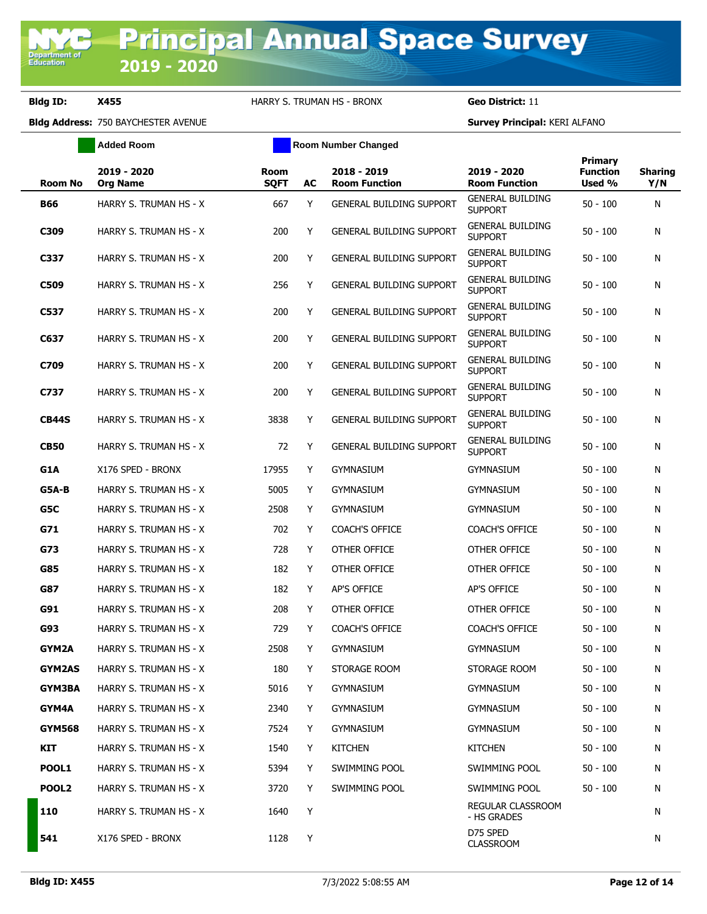# Principal Annual Space Survey 2019 - 2020

**Bldg ID:** X455 HARRY S. TRUMAN HS - BRONX **Geo District:** 11

**Bldg Address:** 750 BAYCHESTER AVENUE **Survey Principal:** KERI ALFANO

Added Room | Room Number Changed

| Room No | 2019 - 2020 Org Name | Room SQFT | AC | 2018 - 2019 Room Function | 2019 - 2020 Room Function | Primary Function Used % | Sharing Y/N |
|---|---|---|---|---|---|---|---|
| B66 | HARRY S. TRUMAN HS - X | 667 | Y | GENERAL BUILDING SUPPORT | GENERAL BUILDING SUPPORT | 50 - 100 | N |
| C309 | HARRY S. TRUMAN HS - X | 200 | Y | GENERAL BUILDING SUPPORT | GENERAL BUILDING SUPPORT | 50 - 100 | N |
| C337 | HARRY S. TRUMAN HS - X | 200 | Y | GENERAL BUILDING SUPPORT | GENERAL BUILDING SUPPORT | 50 - 100 | N |
| C509 | HARRY S. TRUMAN HS - X | 256 | Y | GENERAL BUILDING SUPPORT | GENERAL BUILDING SUPPORT | 50 - 100 | N |
| C537 | HARRY S. TRUMAN HS - X | 200 | Y | GENERAL BUILDING SUPPORT | GENERAL BUILDING SUPPORT | 50 - 100 | N |
| C637 | HARRY S. TRUMAN HS - X | 200 | Y | GENERAL BUILDING SUPPORT | GENERAL BUILDING SUPPORT | 50 - 100 | N |
| C709 | HARRY S. TRUMAN HS - X | 200 | Y | GENERAL BUILDING SUPPORT | GENERAL BUILDING SUPPORT | 50 - 100 | N |
| C737 | HARRY S. TRUMAN HS - X | 200 | Y | GENERAL BUILDING SUPPORT | GENERAL BUILDING SUPPORT | 50 - 100 | N |
| CB44S | HARRY S. TRUMAN HS - X | 3838 | Y | GENERAL BUILDING SUPPORT | GENERAL BUILDING SUPPORT | 50 - 100 | N |
| CB50 | HARRY S. TRUMAN HS - X | 72 | Y | GENERAL BUILDING SUPPORT | GENERAL BUILDING SUPPORT | 50 - 100 | N |
| G1A | X176 SPED - BRONX | 17955 | Y | GYMNASIUM | GYMNASIUM | 50 - 100 | N |
| G5A-B | HARRY S. TRUMAN HS - X | 5005 | Y | GYMNASIUM | GYMNASIUM | 50 - 100 | N |
| G5C | HARRY S. TRUMAN HS - X | 2508 | Y | GYMNASIUM | GYMNASIUM | 50 - 100 | N |
| G71 | HARRY S. TRUMAN HS - X | 702 | Y | COACH'S OFFICE | COACH'S OFFICE | 50 - 100 | N |
| G73 | HARRY S. TRUMAN HS - X | 728 | Y | OTHER OFFICE | OTHER OFFICE | 50 - 100 | N |
| G85 | HARRY S. TRUMAN HS - X | 182 | Y | OTHER OFFICE | OTHER OFFICE | 50 - 100 | N |
| G87 | HARRY S. TRUMAN HS - X | 182 | Y | AP'S OFFICE | AP'S OFFICE | 50 - 100 | N |
| G91 | HARRY S. TRUMAN HS - X | 208 | Y | OTHER OFFICE | OTHER OFFICE | 50 - 100 | N |
| G93 | HARRY S. TRUMAN HS - X | 729 | Y | COACH'S OFFICE | COACH'S OFFICE | 50 - 100 | N |
| GYM2A | HARRY S. TRUMAN HS - X | 2508 | Y | GYMNASIUM | GYMNASIUM | 50 - 100 | N |
| GYM2AS | HARRY S. TRUMAN HS - X | 180 | Y | STORAGE ROOM | STORAGE ROOM | 50 - 100 | N |
| GYM3BA | HARRY S. TRUMAN HS - X | 5016 | Y | GYMNASIUM | GYMNASIUM | 50 - 100 | N |
| GYM4A | HARRY S. TRUMAN HS - X | 2340 | Y | GYMNASIUM | GYMNASIUM | 50 - 100 | N |
| GYM568 | HARRY S. TRUMAN HS - X | 7524 | Y | GYMNASIUM | GYMNASIUM | 50 - 100 | N |
| KIT | HARRY S. TRUMAN HS - X | 1540 | Y | KITCHEN | KITCHEN | 50 - 100 | N |
| POOL1 | HARRY S. TRUMAN HS - X | 5394 | Y | SWIMMING POOL | SWIMMING POOL | 50 - 100 | N |
| POOL2 | HARRY S. TRUMAN HS - X | 3720 | Y | SWIMMING POOL | SWIMMING POOL | 50 - 100 | N |
| 110 | HARRY S. TRUMAN HS - X | 1640 | Y | | REGULAR CLASSROOM - HS GRADES | | N |
| 541 | X176 SPED - BRONX | 1128 | Y | | D75 SPED CLASSROOM | | N |

**Bldg ID: X455** 7/3/2022 5:08:55 AM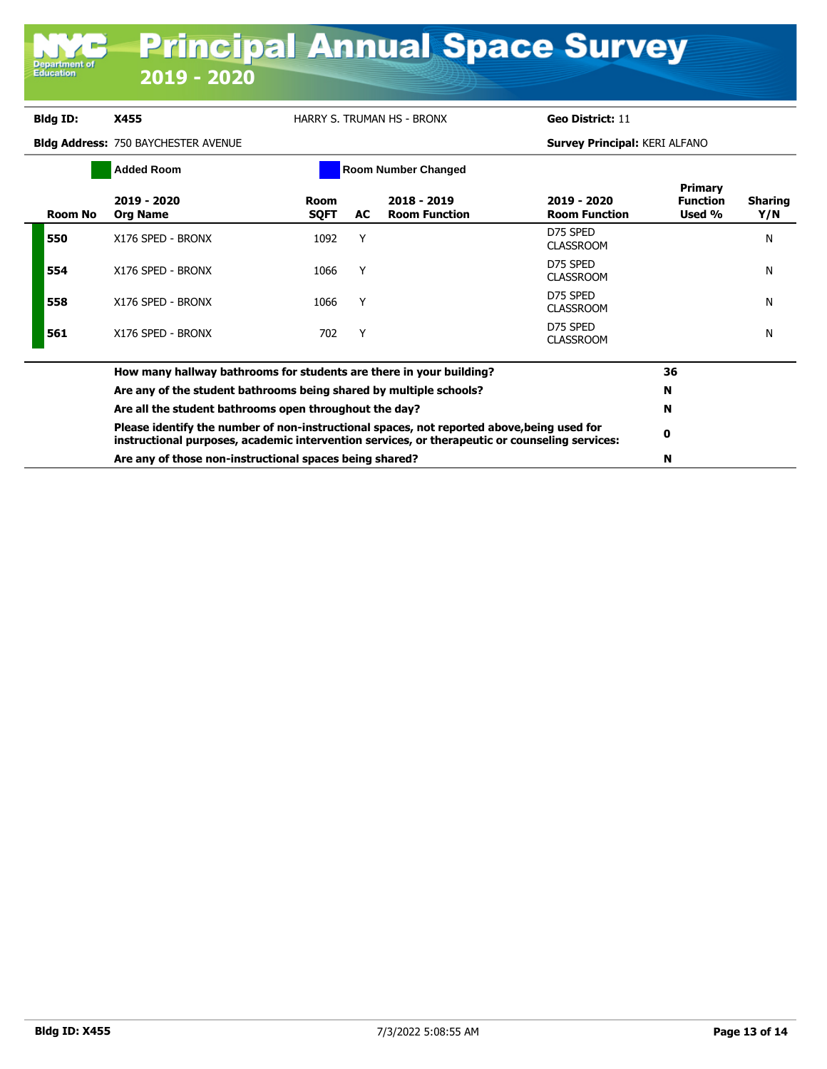# Principal Annual Space Survey 2019 - 2020

**Bldg ID:** X455 HARRY S. TRUMAN HS - BRONX **Geo District:** 11

**Bldg Address:** 750 BAYCHESTER AVENUE **Survey Principal:** KERI ALFANO

Added Room | Room Number Changed

| Room No | 2019 - 2020 Org Name | Room SQFT | AC | 2018 - 2019 Room Function | 2019 - 2020 Room Function | Primary Function Used % | Sharing Y/N |
|---|---|---|---|---|---|---|---|
| 550 | X176 SPED - BRONX | 1092 | Y | | D75 SPED CLASSROOM | | N |
| 554 | X176 SPED - BRONX | 1066 | Y | | D75 SPED CLASSROOM | | N |
| 558 | X176 SPED - BRONX | 1066 | Y | | D75 SPED CLASSROOM | | N |
| 561 | X176 SPED - BRONX | 702 | Y | | D75 SPED CLASSROOM | | N |

| Question | Answer |
|---|---|
| **How many hallway bathrooms for students are there in your building?** | **36** |
| **Are any of the student bathrooms being shared by multiple schools?** | **N** |
| **Are all the student bathrooms open throughout the day?** | **N** |
| **Please identify the number of non-instructional spaces, not reported above,being used for instructional purposes, academic intervention services, or therapeutic or counseling services:** | **0** |
| **Are any of those non-instructional spaces being shared?** | **N** |

**Bldg ID: X455** 7/3/2022 5:08:55 AM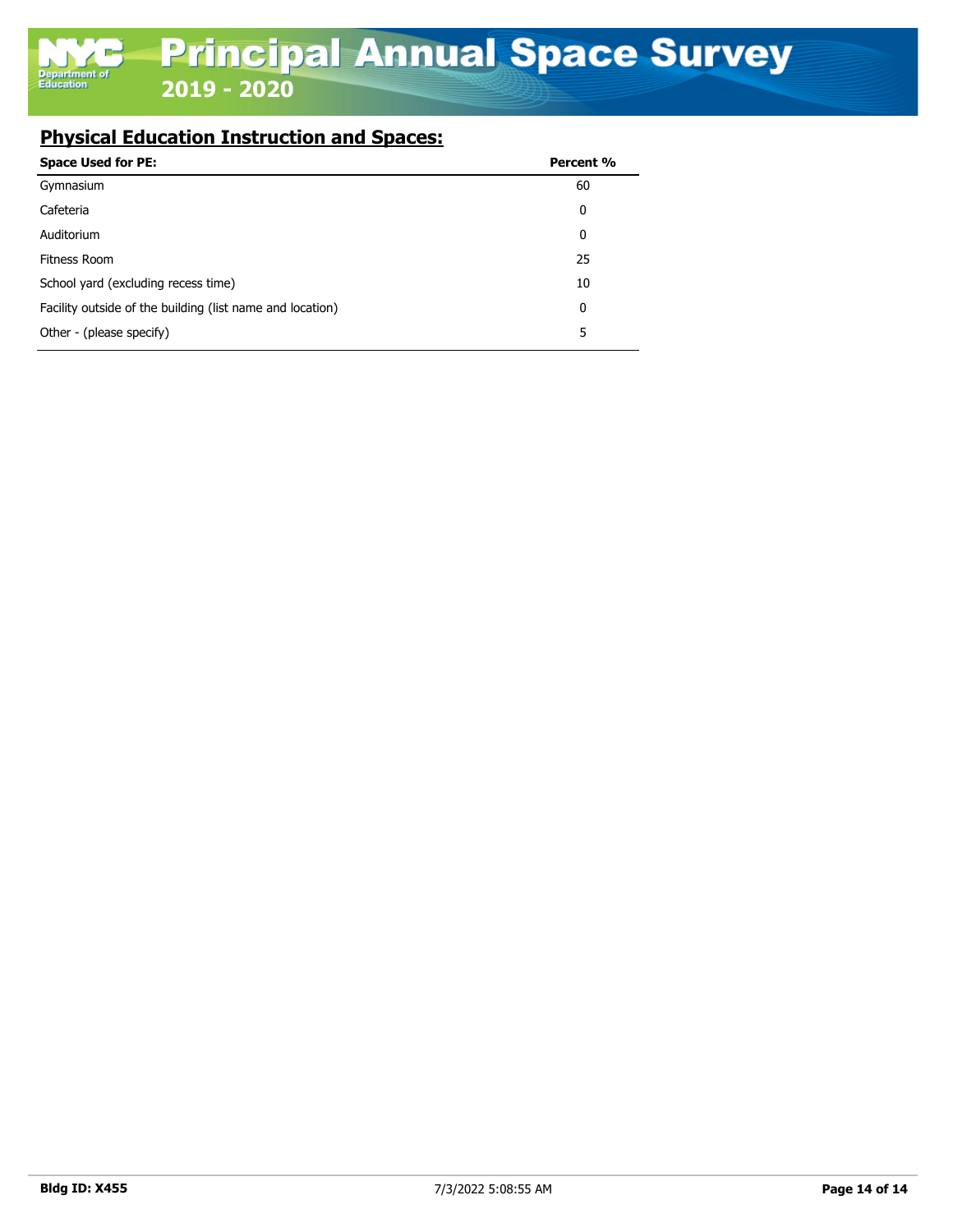## Physical Education Instruction and Spaces:

| Space Used for PE: | Percent % |
|---|---|
| Gymnasium | 60 |
| Cafeteria | 0 |
| Auditorium | 0 |
| Fitness Room | 25 |
| School yard (excluding recess time) | 10 |
| Facility outside of the building (list name and location) | 0 |
| Other - (please specify) | 5 |